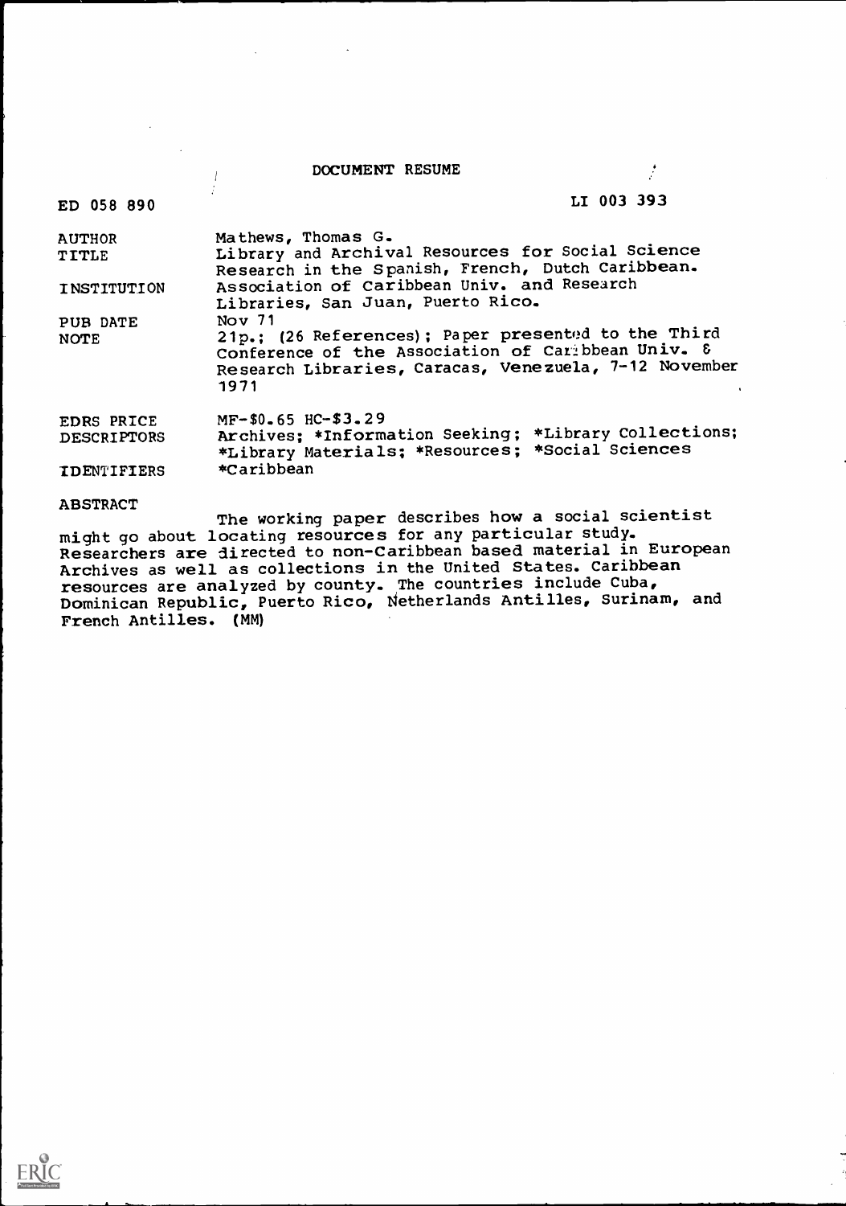# DOCUMENT RESUME

ED 058 890 LI 003 393

| | |
|---|---|
| AUTHOR | Mathews, Thomas G. |
| TITLE | Library and Archival Resources for Social Science Research in the Spanish, French, Dutch Caribbean. |
| INSTITUTION | Association of Caribbean Univ. and Research Libraries, San Juan, Puerto Rico. |
| PUB DATE | Nov 71 |
| NOTE | 21p.; (26 References); Paper presented to the Third Conference of the Association of Caribbean Univ. & Research Libraries, Caracas, Venezuela, 7-12 November 1971 |
| EDRS PRICE | MF-$0.65 HC-$3.29 |
| DESCRIPTORS | Archives; *Information Seeking; *Library Collections; *Library Materials; *Resources; *Social Sciences |
| IDENTIFIERS | *Caribbean |

ABSTRACT

The working paper describes how a social scientist might go about locating resources for any particular study. Researchers are directed to non-Caribbean based material in European Archives as well as collections in the United States. Caribbean resources are analyzed by county. The countries include Cuba, Dominican Republic, Puerto Rico, Netherlands Antilles, Surinam, and French Antilles. (MM)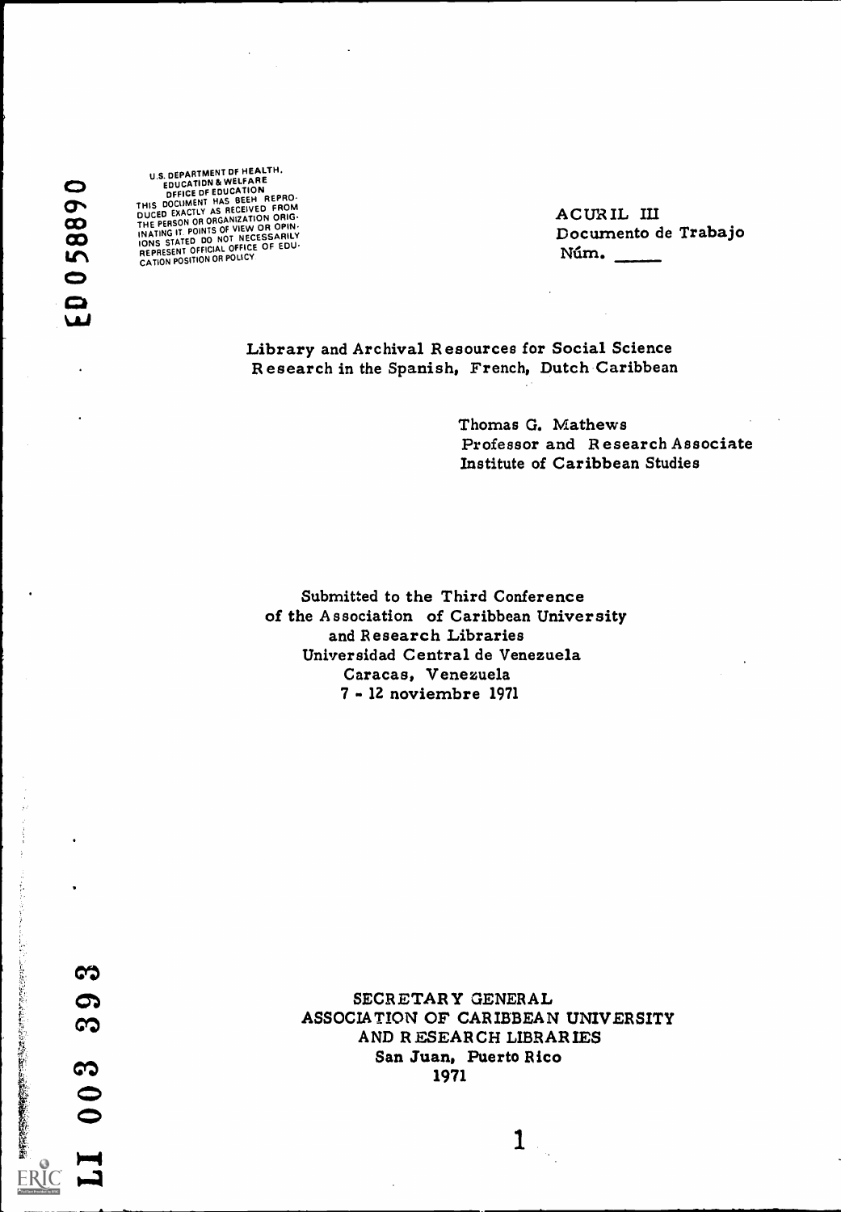U.S. DEPARTMENT OF HEALTH, EDUCATION & WELFARE
OFFICE OF EDUCATION
THIS DOCUMENT HAS BEEN REPRODUCED EXACTLY AS RECEIVED FROM THE PERSON OR ORGANIZATION ORIGINATING IT. POINTS OF VIEW OR OPINIONS STATED DO NOT NECESSARILY REPRESENT OFFICIAL OFFICE OF EDUCATION POSITION OR POLICY

ED 058890

ACURIL III
Documento de Trabajo
Núm. _____

# Library and Archival Resources for Social Science Research in the Spanish, French, Dutch Caribbean

Thomas G. Mathews
Professor and Research Associate
Institute of Caribbean Studies

Submitted to the Third Conference
of the Association of Caribbean University and Research Libraries
Universidad Central de Venezuela
Caracas, Venezuela
7 - 12 noviembre 1971

SECRETARY GENERAL
ASSOCIATION OF CARIBBEAN UNIVERSITY AND RESEARCH LIBRARIES
San Juan, Puerto Rico
1971

LI 003 393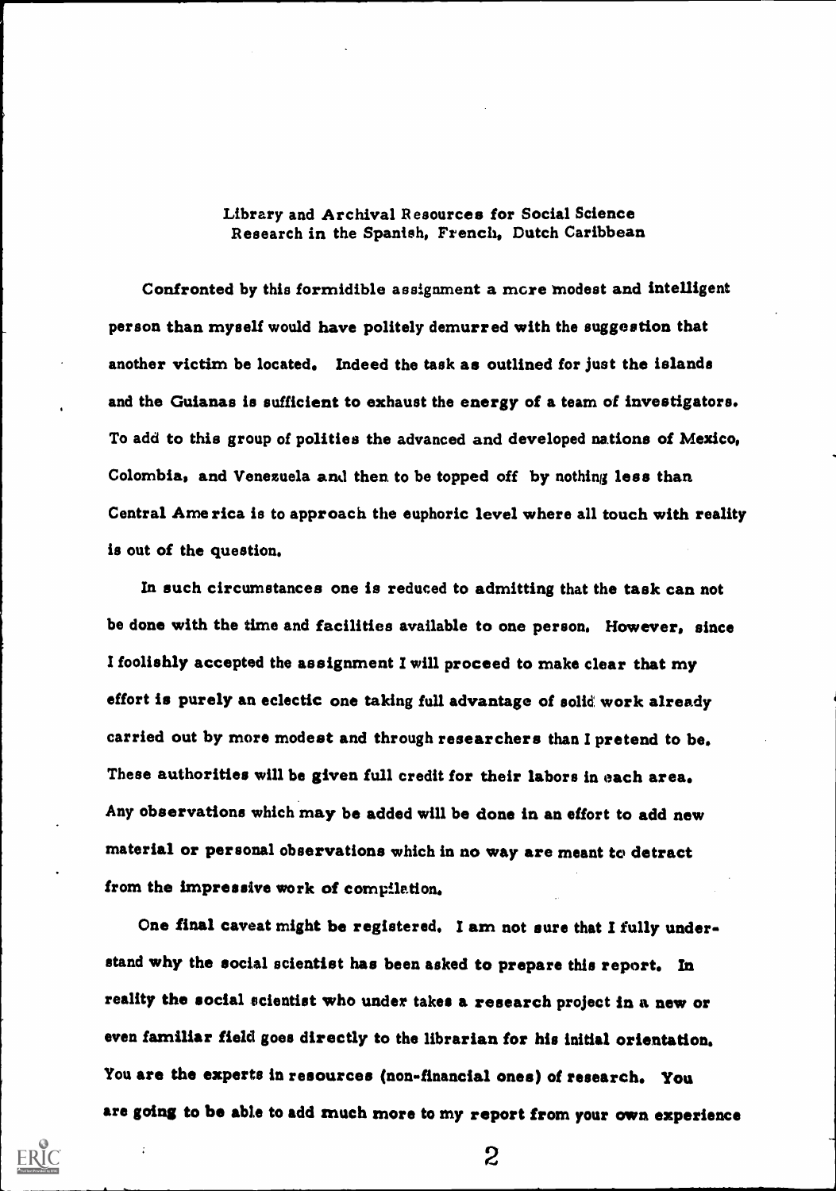Library and Archival Resources for Social Science Research in the Spanish, French, Dutch Caribbean

Confronted by this formidible assignment a more modest and intelligent person than myself would have politely demurred with the suggestion that another victim be located. Indeed the task as outlined for just the islands and the Guianas is sufficient to exhaust the energy of a team of investigators. To add to this group of polities the advanced and developed nations of Mexico, Colombia, and Venezuela and then to be topped off by nothing less than Central America is to approach the euphoric level where all touch with reality is out of the question.

In such circumstances one is reduced to admitting that the task can not be done with the time and facilities available to one person. However, since I foolishly accepted the assignment I will proceed to make clear that my effort is purely an eclectic one taking full advantage of solid work already carried out by more modest and through researchers than I pretend to be. These authorities will be given full credit for their labors in each area. Any observations which may be added will be done in an effort to add new material or personal observations which in no way are meant to detract from the impressive work of compilation.

One final caveat might be registered. I am not sure that I fully understand why the social scientist has been asked to prepare this report. In reality the social scientist who under takes a research project in a new or even familiar field goes directly to the librarian for his initial orientation. You are the experts in resources (non-financial ones) of research. You are going to be able to add much more to my report from your own experience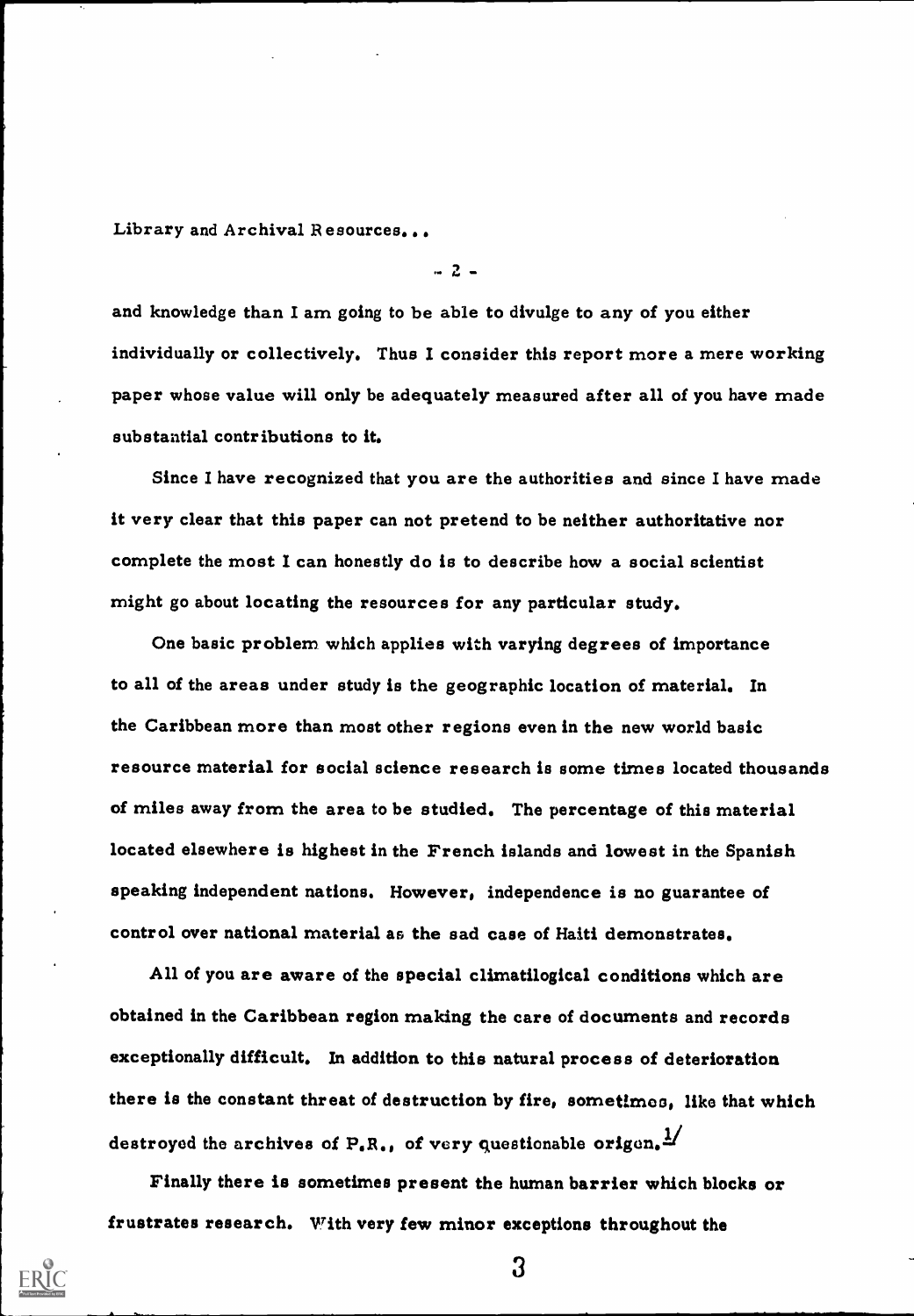and knowledge than I am going to be able to divulge to any of you either individually or collectively. Thus I consider this report more a mere working paper whose value will only be adequately measured after all of you have made substantial contributions to it.

Since I have recognized that you are the authorities and since I have made it very clear that this paper can not pretend to be neither authoritative nor complete the most I can honestly do is to describe how a social scientist might go about locating the resources for any particular study.

One basic problem which applies with varying degrees of importance to all of the areas under study is the geographic location of material. In the Caribbean more than most other regions even in the new world basic resource material for social science research is some times located thousands of miles away from the area to be studied. The percentage of this material located elsewhere is highest in the French islands and lowest in the Spanish speaking independent nations. However, independence is no guarantee of control over national material as the sad case of Haiti demonstrates.

All of you are aware of the special climatilogical conditions which are obtained in the Caribbean region making the care of documents and records exceptionally difficult. In addition to this natural process of deterioration there is the constant threat of destruction by fire, sometimes, like that which destroyed the archives of P.R., of very questionable origen.[1]

Finally there is sometimes present the human barrier which blocks or frustrates research. With very few minor exceptions throughout the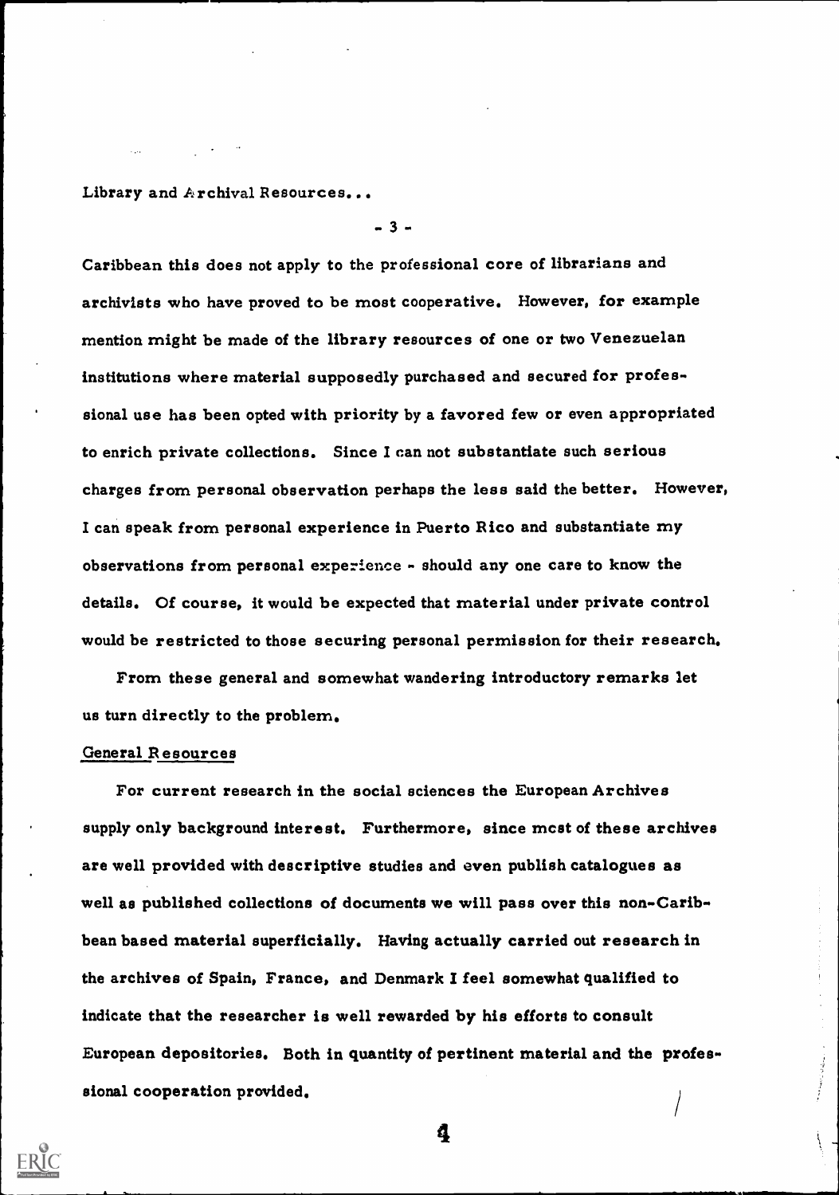Caribbean this does not apply to the professional core of librarians and archivists who have proved to be most cooperative. However, for example mention might be made of the library resources of one or two Venezuelan institutions where material supposedly purchased and secured for professional use has been opted with priority by a favored few or even appropriated to enrich private collections. Since I can not substantiate such serious charges from personal observation perhaps the less said the better. However, I can speak from personal experience in Puerto Rico and substantiate my observations from personal experience - should any one care to know the details. Of course, it would be expected that material under private control would be restricted to those securing personal permission for their research.

From these general and somewhat wandering introductory remarks let us turn directly to the problem.

## General Resources

For current research in the social sciences the European Archives supply only background interest. Furthermore, since most of these archives are well provided with descriptive studies and even publish catalogues as well as published collections of documents we will pass over this non-Caribbean based material superficially. Having actually carried out research in the archives of Spain, France, and Denmark I feel somewhat qualified to indicate that the researcher is well rewarded by his efforts to consult European depositories. Both in quantity of pertinent material and the professional cooperation provided.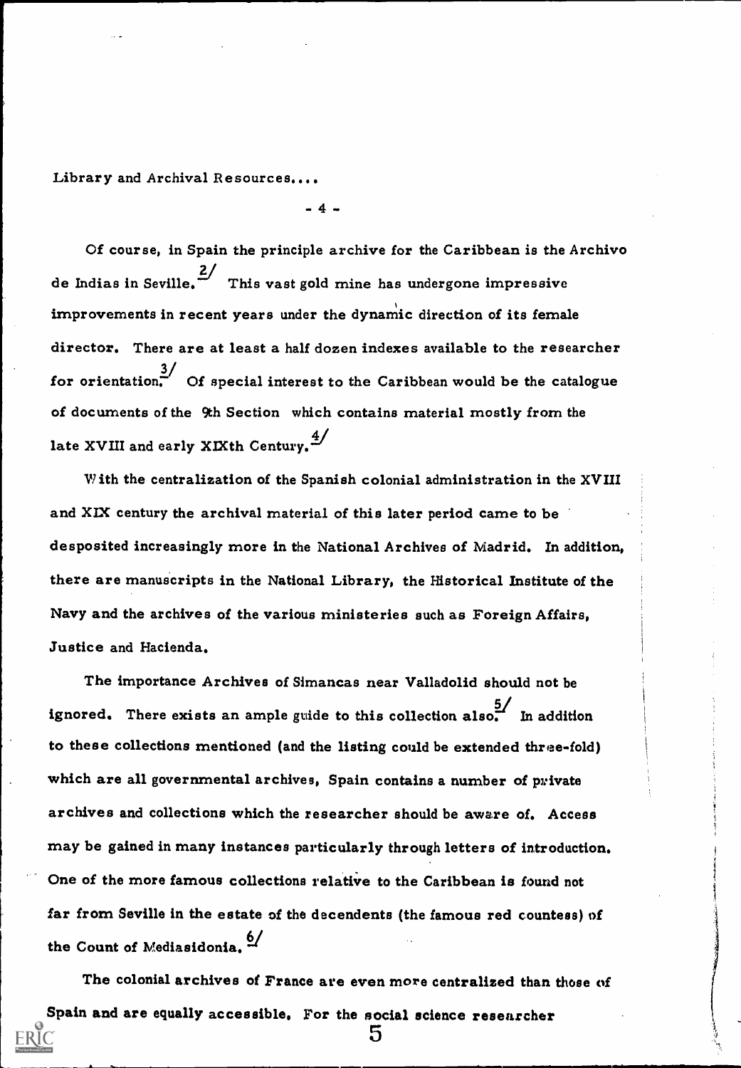Of course, in Spain the principle archive for the Caribbean is the Archivo de Indias in Seville.[2] This vast gold mine has undergone impressive improvements in recent years under the dynamic direction of its female director. There are at least a half dozen indexes available to the researcher for orientation.[3] Of special interest to the Caribbean would be the catalogue of documents of the 9th Section which contains material mostly from the late XVIII and early XIXth Century.[4]

With the centralization of the Spanish colonial administration in the XVIII and XIX century the archival material of this later period came to be desposited increasingly more in the National Archives of Madrid. In addition, there are manuscripts in the National Library, the Historical Institute of the Navy and the archives of the various ministeries such as Foreign Affairs, Justice and Hacienda.

The importance Archives of Simancas near Valladolid should not be ignored. There exists an ample guide to this collection also.[5] In addition to these collections mentioned (and the listing could be extended three-fold) which are all governmental archives, Spain contains a number of private archives and collections which the researcher should be aware of. Access may be gained in many instances particularly through letters of introduction. One of the more famous collections relative to the Caribbean is found not far from Seville in the estate of the decendents (the famous red countess) of the Count of Mediasidonia.[6]

The colonial archives of France are even more centralized than those of Spain and are equally accessible. For the social science researcher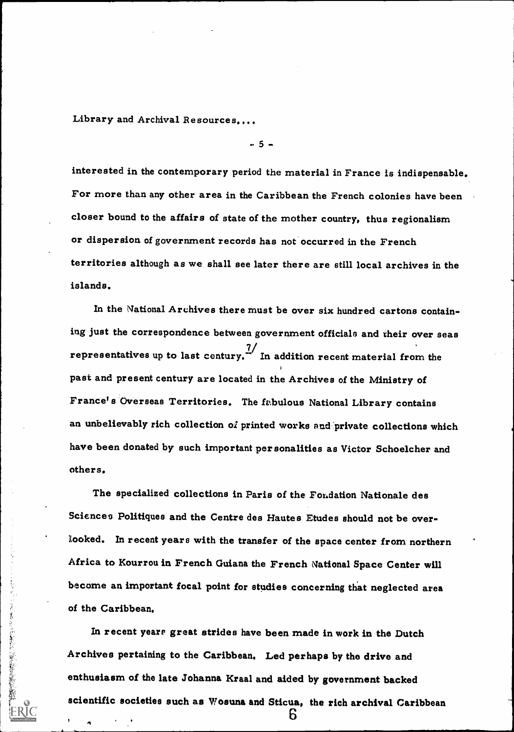interested in the contemporary period the material in France is indispensable. For more than any other area in the Caribbean the French colonies have been closer bound to the affairs of state of the mother country, thus regionalism or dispersion of government records has not occurred in the French territories although as we shall see later there are still local archives in the islands.

In the National Archives there must be over six hundred cartons containing just the correspondence between government officials and their over seas representatives up to last century.[7] In addition recent material from the past and present century are located in the Archives of the Ministry of France's Overseas Territories. The fabulous National Library contains an unbelievably rich collection of printed works and private collections which have been donated by such important personalities as Victor Schoelcher and others.

The specialized collections in Paris of the Fondation Nationale des Sciences Politiques and the Centre des Hautes Etudes should not be overlooked. In recent years with the transfer of the space center from northern Africa to Kourrou in French Guiana the French National Space Center will become an important focal point for studies concerning that neglected area of the Caribbean.

In recent years great strides have been made in work in the Dutch Archives pertaining to the Caribbean. Led perhaps by the drive and enthusiasm of the late Johanna Kraal and aided by government backed scientific societies such as Wosuna and Sticua, the rich archival Caribbean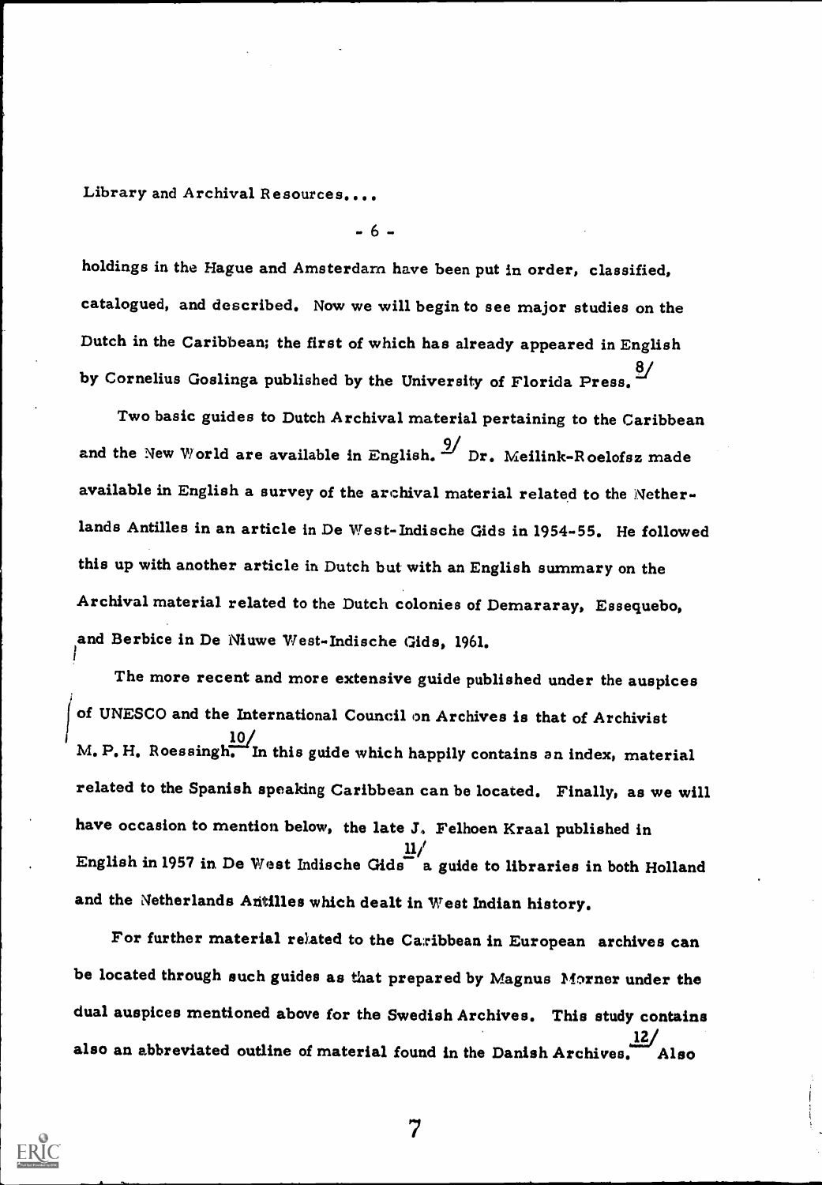holdings in the Hague and Amsterdam have been put in order, classified, catalogued, and described. Now we will begin to see major studies on the Dutch in the Caribbean; the first of which has already appeared in English by Cornelius Goslinga published by the University of Florida Press.[8]

Two basic guides to Dutch Archival material pertaining to the Caribbean and the New World are available in English.[9] Dr. Meilink-Roelofsz made available in English a survey of the archival material related to the Netherlands Antilles in an article in De West-Indische Gids in 1954-55. He followed this up with another article in Dutch but with an English summary on the Archival material related to the Dutch colonies of Demararay, Essequebo, and Berbice in De Niuwe West-Indische Gids, 1961.

The more recent and more extensive guide published under the auspices of UNESCO and the International Council on Archives is that of Archivist M. P. H. Roessingh.[10] In this guide which happily contains an index, material related to the Spanish speaking Caribbean can be located. Finally, as we will have occasion to mention below, the late J. Felhoen Kraal published in English in 1957 in De West Indische Gids[11] a guide to libraries in both Holland and the Netherlands Antilles which dealt in West Indian history.

For further material related to the Caribbean in European archives can be located through such guides as that prepared by Magnus Morner under the dual auspices mentioned above for the Swedish Archives. This study contains also an abbreviated outline of material found in the Danish Archives.[12] Also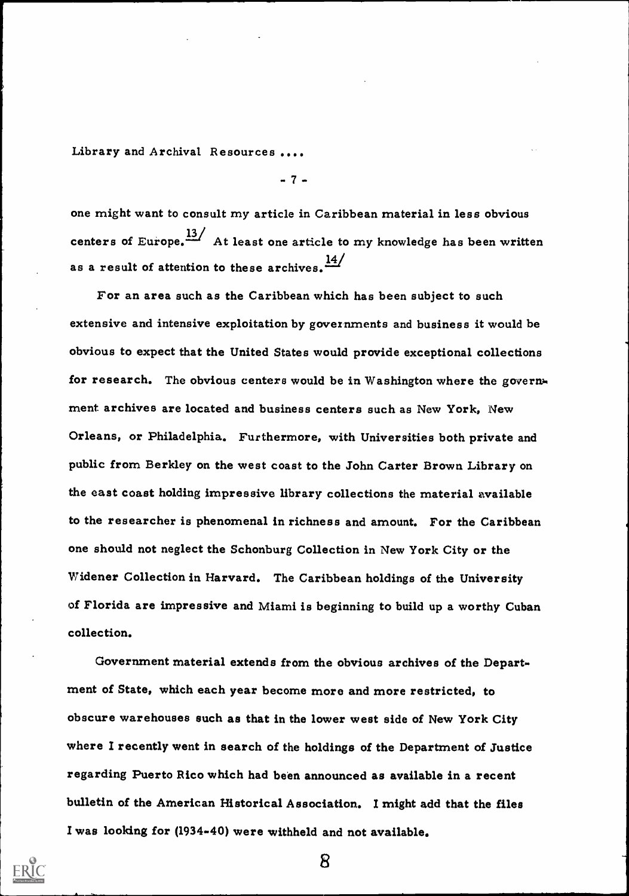one might want to consult my article in Caribbean material in less obvious centers of Europe.[13] At least one article to my knowledge has been written as a result of attention to these archives.[14]

For an area such as the Caribbean which has been subject to such extensive and intensive exploitation by governments and business it would be obvious to expect that the United States would provide exceptional collections for research. The obvious centers would be in Washington where the government archives are located and business centers such as New York, New Orleans, or Philadelphia. Furthermore, with Universities both private and public from Berkley on the west coast to the John Carter Brown Library on the east coast holding impressive library collections the material available to the researcher is phenomenal in richness and amount. For the Caribbean one should not neglect the Schonburg Collection in New York City or the Widener Collection in Harvard. The Caribbean holdings of the University of Florida are impressive and Miami is beginning to build up a worthy Cuban collection.

Government material extends from the obvious archives of the Department of State, which each year become more and more restricted, to obscure warehouses such as that in the lower west side of New York City where I recently went in search of the holdings of the Department of Justice regarding Puerto Rico which had been announced as available in a recent bulletin of the American Historical Association. I might add that the files I was looking for (1934-40) were withheld and not available.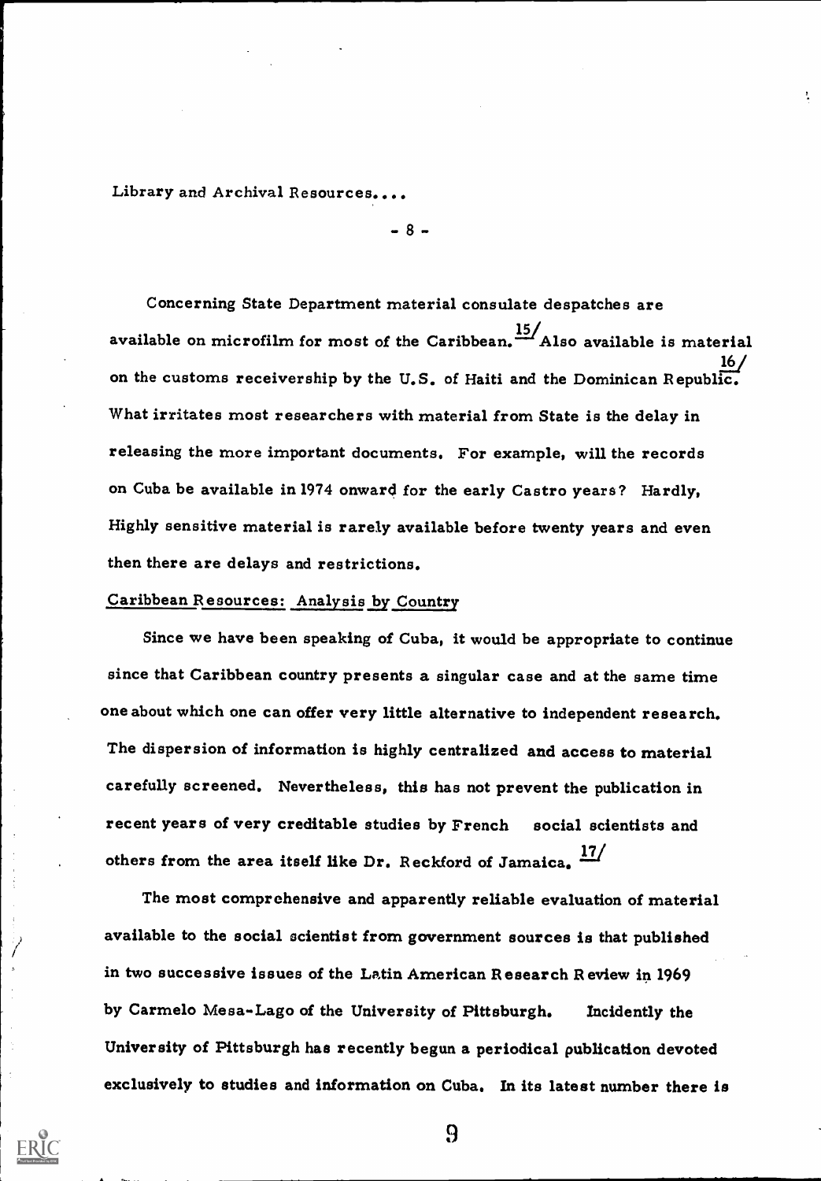Concerning State Department material consulate despatches are available on microfilm for most of the Caribbean.[15/] Also available is material on the customs receivership by the U.S. of Haiti and the Dominican Republic.[16/] What irritates most researchers with material from State is the delay in releasing the more important documents. For example, will the records on Cuba be available in 1974 onward for the early Castro years? Hardly, Highly sensitive material is rarely available before twenty years and even then there are delays and restrictions.

## Caribbean Resources: Analysis by Country

Since we have been speaking of Cuba, it would be appropriate to continue since that Caribbean country presents a singular case and at the same time one about which one can offer very little alternative to independent research. The dispersion of information is highly centralized and access to material carefully screened. Nevertheless, this has not prevent the publication in recent years of very creditable studies by French social scientists and others from the area itself like Dr. Reckford of Jamaica. [17/]

The most comprehensive and apparently reliable evaluation of material available to the social scientist from government sources is that published in two successive issues of the Latin American Research Review in 1969 by Carmelo Mesa-Lago of the University of Pittsburgh. Incidently the University of Pittsburgh has recently begun a periodical publication devoted exclusively to studies and information on Cuba. In its latest number there is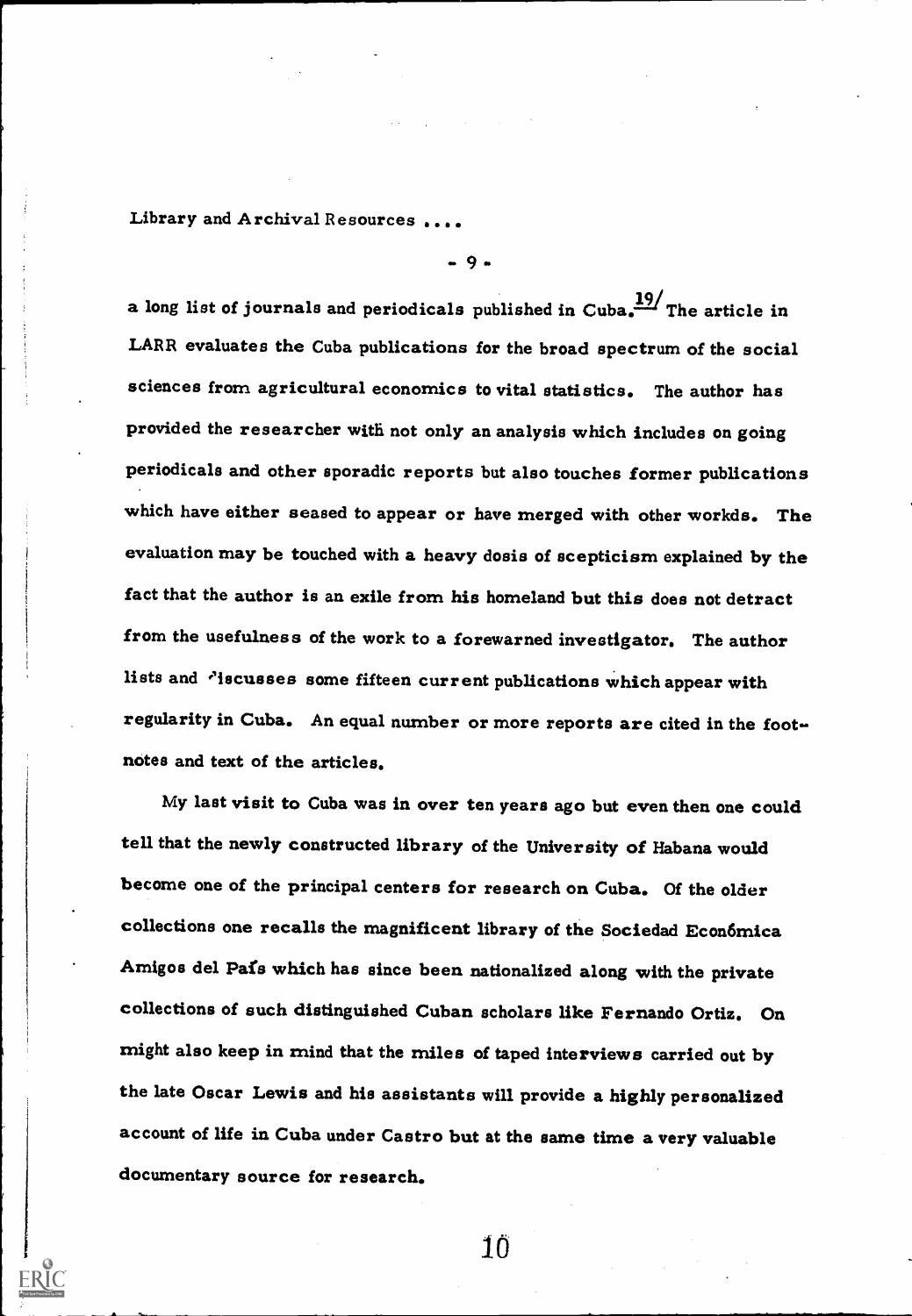a long list of journals and periodicals published in Cuba.[19] The article in LARR evaluates the Cuba publications for the broad spectrum of the social sciences from agricultural economics to vital statistics. The author has provided the researcher with not only an analysis which includes on going periodicals and other sporadic reports but also touches former publications which have either seased to appear or have merged with other workds. The evaluation may be touched with a heavy dosis of scepticism explained by the fact that the author is an exile from his homeland but this does not detract from the usefulness of the work to a forewarned investigator. The author lists and discusses some fifteen current publications which appear with regularity in Cuba. An equal number or more reports are cited in the footnotes and text of the articles.

My last visit to Cuba was in over ten years ago but even then one could tell that the newly constructed library of the University of Habana would become one of the principal centers for research on Cuba. Of the older collections one recalls the magnificent library of the Sociedad Económica Amigos del País which has since been nationalized along with the private collections of such distinguished Cuban scholars like Fernando Ortiz. On might also keep in mind that the miles of taped interviews carried out by the late Oscar Lewis and his assistants will provide a highly personalized account of life in Cuba under Castro but at the same time a very valuable documentary source for research.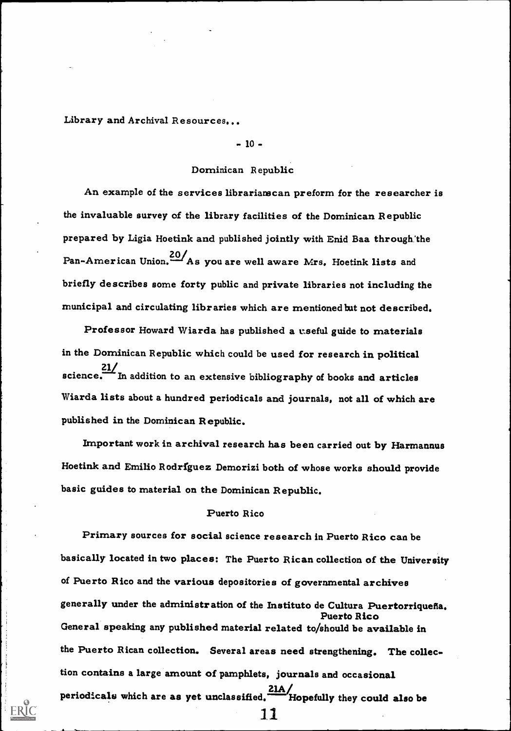## Dominican Republic

An example of the services librarians can preform for the researcher is the invaluable survey of the library facilities of the Dominican Republic prepared by Ligia Hoetink and published jointly with Enid Baa through the Pan-American Union.[20] As you are well aware Mrs. Hoetink lists and briefly describes some forty public and private libraries not including the municipal and circulating libraries which are mentioned but not described.

Professor Howard Wiarda has published a useful guide to materials in the Dominican Republic which could be used for research in political science.[21] In addition to an extensive bibliography of books and articles Wiarda lists about a hundred periodicals and journals, not all of which are published in the Dominican Republic.

Important work in archival research has been carried out by Harmannus Hoetink and Emilio Rodríguez Demorizi both of whose works should provide basic guides to material on the Dominican Republic.

## Puerto Rico

Primary sources for social science research in Puerto Rico can be basically located in two places: The Puerto Rican collection of the University of Puerto Rico and the various depositories of governmental archives generally under the administration of the Instituto de Cultura Puertorriqueña. General speaking any published material related to Puerto Rico should be available in the Puerto Rican collection. Several areas need strengthening. The collection contains a large amount of pamphlets, journals and occasional periodicals which are as yet unclassified.[21A] Hopefully they could also be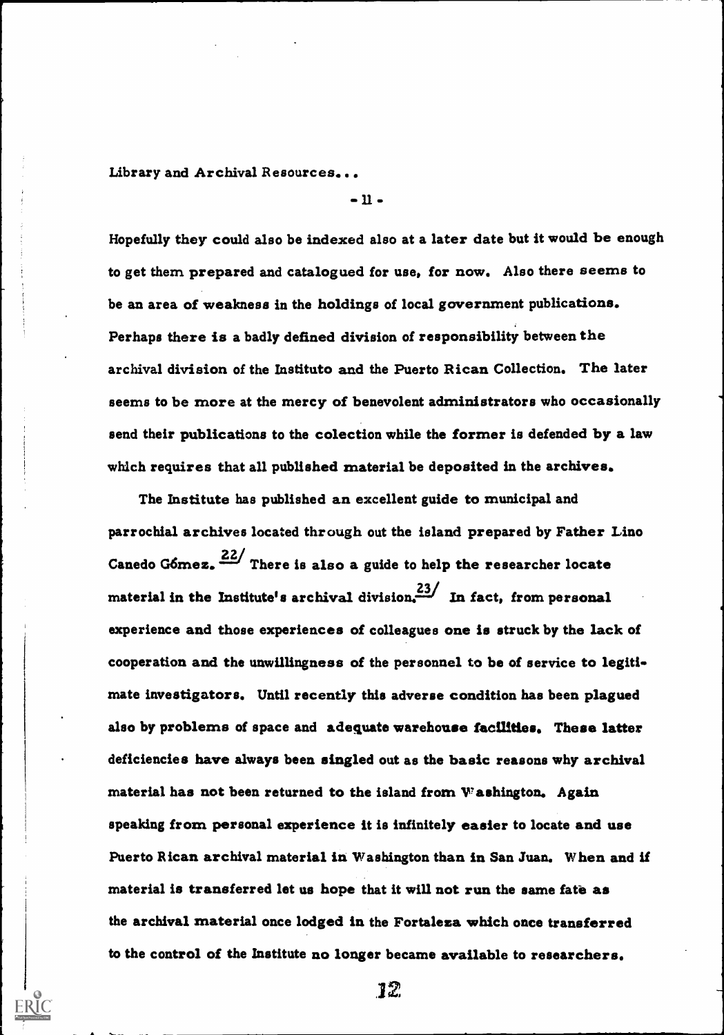Hopefully they could also be indexed also at a later date but it would be enough to get them prepared and catalogued for use, for now. Also there seems to be an area of weakness in the holdings of local government publications. Perhaps there is a badly defined division of responsibility between the archival division of the Instituto and the Puerto Rican Collection. The later seems to be more at the mercy of benevolent administrators who occasionally send their publications to the colection while the former is defended by a law which requires that all published material be deposited in the archives.

The Institute has published an excellent guide to municipal and parrochial archives located through out the island prepared by Father Lino Canedo Gómez.[22] There is also a guide to help the researcher locate material in the Institute's archival division.[23] In fact, from personal experience and those experiences of colleagues one is struck by the lack of cooperation and the unwillingness of the personnel to be of service to legitimate investigators. Until recently this adverse condition has been plagued also by problems of space and adequate warehouse facilities. These latter deficiencies have always been singled out as the basic reasons why archival material has not been returned to the island from Washington. Again speaking from personal experience it is infinitely easier to locate and use Puerto Rican archival material in Washington than in San Juan. When and if material is transferred let us hope that it will not run the same fate as the archival material once lodged in the Fortaleza which once transferred to the control of the Institute no longer became available to researchers.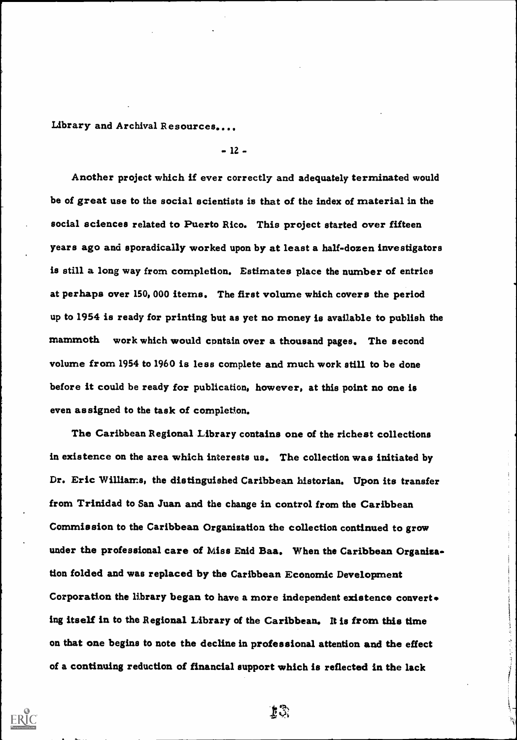Another project which if ever correctly and adequately terminated would be of great use to the social scientists is that of the index of material in the social sciences related to Puerto Rico. This project started over fifteen years ago and sporadically worked upon by at least a half-dozen investigators is still a long way from completion. Estimates place the number of entries at perhaps over 150,000 items. The first volume which covers the period up to 1954 is ready for printing but as yet no money is available to publish the mammoth work which would contain over a thousand pages. The second volume from 1954 to 1960 is less complete and much work still to be done before it could be ready for publication, however, at this point no one is even assigned to the task of completion.

The Caribbean Regional Library contains one of the richest collections in existence on the area which interests us. The collection was initiated by Dr. Eric Williams, the distinguished Caribbean historian. Upon its transfer from Trinidad to San Juan and the change in control from the Caribbean Commission to the Caribbean Organization the collection continued to grow under the professional care of Miss Enid Baa. When the Caribbean Organization folded and was replaced by the Caribbean Economic Development Corporation the library began to have a more independent existence converting itself in to the Regional Library of the Caribbean. It is from this time on that one begins to note the decline in professional attention and the effect of a continuing reduction of financial support which is reflected in the lack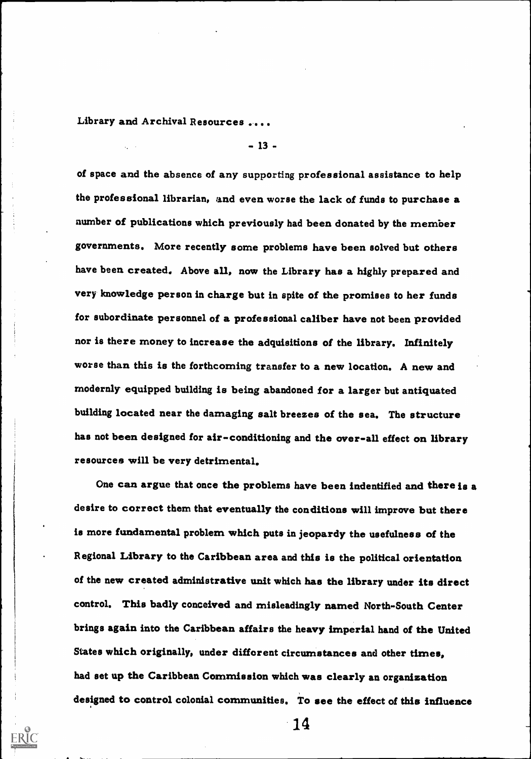of space and the absence of any supporting professional assistance to help the professional librarian, and even worse the lack of funds to purchase a number of publications which previously had been donated by the member governments. More recently some problems have been solved but others have been created. Above all, now the Library has a highly prepared and very knowledge person in charge but in spite of the promises to her funds for subordinate personnel of a professional caliber have not been provided nor is there money to increase the adquisitions of the library. Infinitely worse than this is the forthcoming transfer to a new location. A new and modernly equipped building is being abandoned for a larger but antiquated building located near the damaging salt breezes of the sea. The structure has not been designed for air-conditioning and the over-all effect on library resources will be very detrimental.

One can argue that once the problems have been indentified and there is a desire to correct them that eventually the conditions will improve but there is more fundamental problem which puts in jeopardy the usefulness of the Regional Library to the Caribbean area and this is the political orientation of the new created administrative unit which has the library under its direct control. This badly conceived and misleadingly named North-South Center brings again into the Caribbean affairs the heavy imperial hand of the United States which originally, under different circumstances and other times, had set up the Caribbean Commission which was clearly an organization designed to control colonial communities. To see the effect of this influence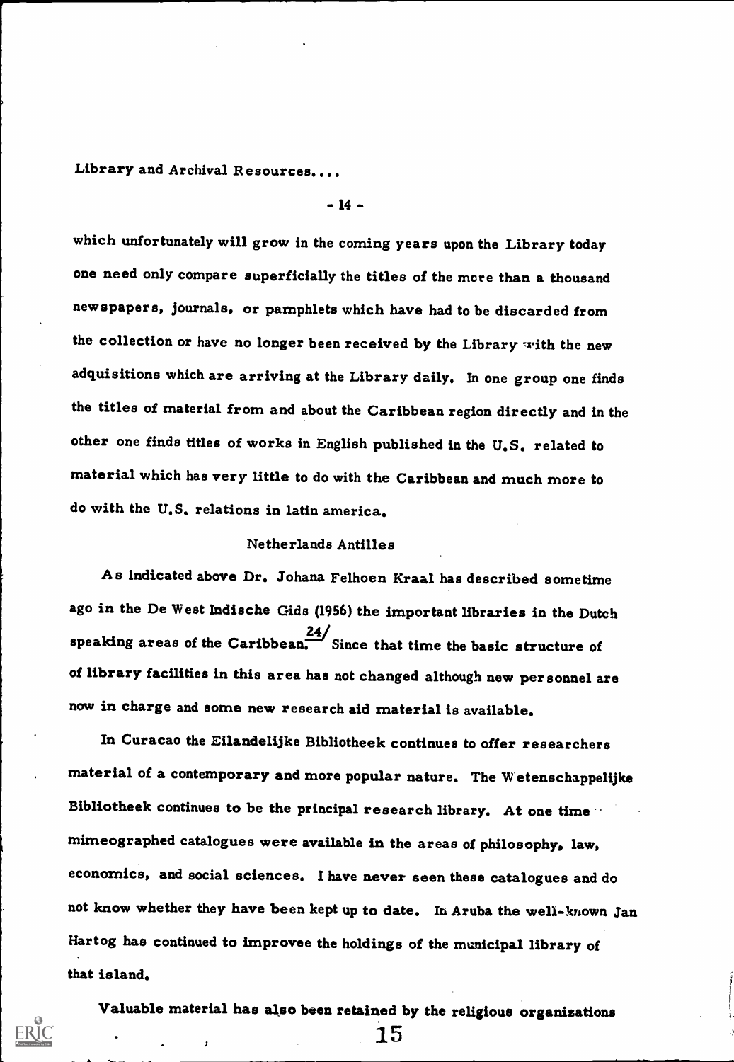which unfortunately will grow in the coming years upon the Library today one need only compare superficially the titles of the more than a thousand newspapers, journals, or pamphlets which have had to be discarded from the collection or have no longer been received by the Library with the new adquisitions which are arriving at the Library daily. In one group one finds the titles of material from and about the Caribbean region directly and in the other one finds titles of works in English published in the U.S. related to material which has very little to do with the Caribbean and much more to do with the U.S. relations in latin america.

## Netherlands Antilles

As indicated above Dr. Johana Felhoen Kraal has described sometime ago in the De West Indische Gids (1956) the important libraries in the Dutch speaking areas of the Caribbean.[24] Since that time the basic structure of of library facilities in this area has not changed although new personnel are now in charge and some new research aid material is available.

In Curacao the Eilandelijke Bibliotheek continues to offer researchers material of a contemporary and more popular nature. The Wetenschappelijke Bibliotheek continues to be the principal research library. At one time mimeographed catalogues were available in the areas of philosophy, law, economics, and social sciences. I have never seen these catalogues and do not know whether they have been kept up to date. In Aruba the well-known Jan Hartog has continued to improvee the holdings of the municipal library of that island.

Valuable material has also been retained by the religious organizations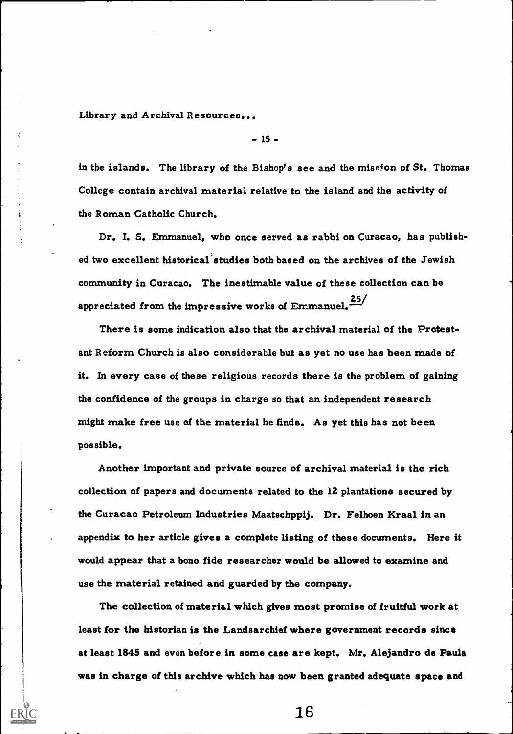in the islands. The library of the Bishop's see and the mission of St. Thomas College contain archival material relative to the island and the activity of the Roman Catholic Church.

Dr. I. S. Emmanuel, who once served as rabbi on Curacao, has published two excellent historical studies both based on the archives of the Jewish community in Curacao. The inestimable value of these collection can be appreciated from the impressive works of Emmanuel.[25/]

There is some indication also that the archival material of the Protestant Reform Church is also considerable but as yet no use has been made of it. In every case of these religious records there is the problem of gaining the confidence of the groups in charge so that an independent research might make free use of the material he finds. As yet this has not been possible.

Another important and private source of archival material is the rich collection of papers and documents related to the 12 plantations secured by the Curacao Petroleum Industries Maatschppij. Dr. Felhoen Kraal in an appendix to her article gives a complete listing of these documents. Here it would appear that a bono fide researcher would be allowed to examine and use the material retained and guarded by the company.

The collection of material which gives most promise of fruitful work at least for the historian is the Landsarchief where government records since at least 1845 and even before in some case are kept. Mr. Alejandro de Paula was in charge of this archive which has now been granted adequate space and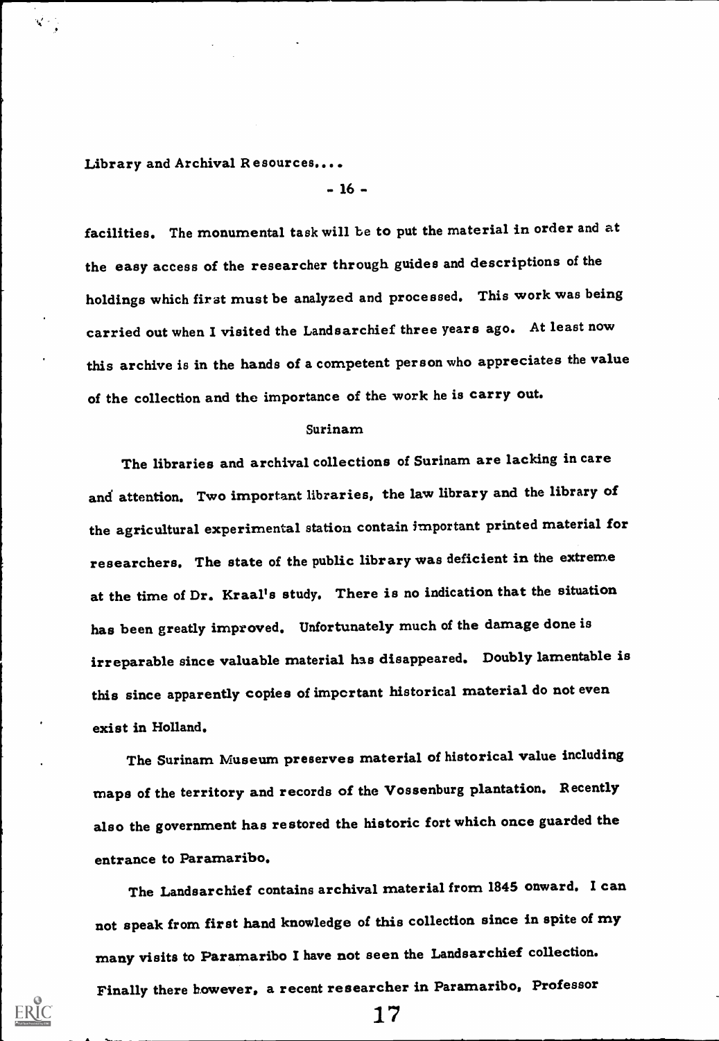facilities. The monumental task will be to put the material in order and at the easy access of the researcher through guides and descriptions of the holdings which first must be analyzed and processed. This work was being carried out when I visited the Landsarchief three years ago. At least now this archive is in the hands of a competent person who appreciates the value of the collection and the importance of the work he is carry out.

## Surinam

The libraries and archival collections of Surinam are lacking in care and attention. Two important libraries, the law library and the library of the agricultural experimental station contain important printed material for researchers. The state of the public library was deficient in the extreme at the time of Dr. Kraal's study. There is no indication that the situation has been greatly improved. Unfortunately much of the damage done is irreparable since valuable material has disappeared. Doubly lamentable is this since apparently copies of important historical material do not even exist in Holland.

The Surinam Museum preserves material of historical value including maps of the territory and records of the Vossenburg plantation. Recently also the government has restored the historic fort which once guarded the entrance to Paramaribo.

The Landsarchief contains archival material from 1845 onward. I can not speak from first hand knowledge of this collection since in spite of my many visits to Paramaribo I have not seen the Landsarchief collection. Finally there however, a recent researcher in Paramaribo, Professor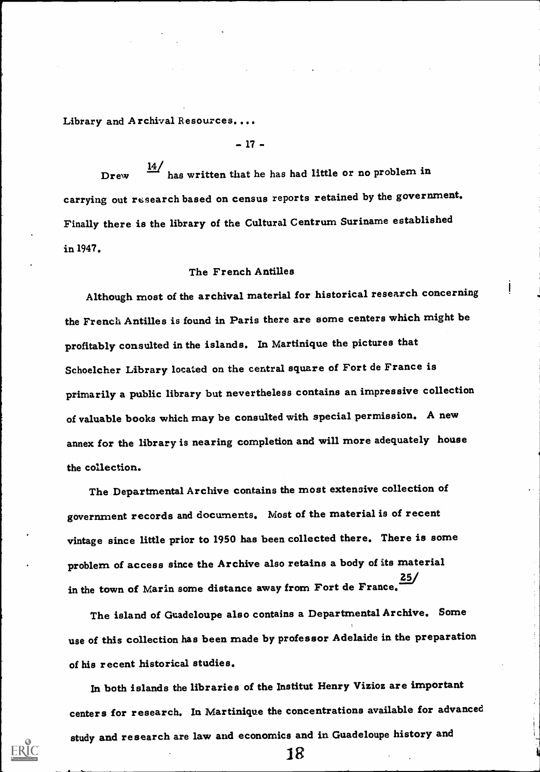Drew [14/] has written that he has had little or no problem in carrying out research based on census reports retained by the government. Finally there is the library of the Cultural Centrum Suriname established in 1947.

## The French Antilles

Although most of the archival material for historical research concerning the French Antilles is found in Paris there are some centers which might be profitably consulted in the islands. In Martinique the pictures that Schoelcher Library located on the central square of Fort de France is primarily a public library but nevertheless contains an impressive collection of valuable books which may be consulted with special permission. A new annex for the library is nearing completion and will more adequately house the collection.

The Departmental Archive contains the most extensive collection of government records and documents. Most of the material is of recent vintage since little prior to 1950 has been collected there. There is some problem of access since the Archive also retains a body of its material in the town of Marin some distance away from Fort de France. [25/]

The island of Guadeloupe also contains a Departmental Archive. Some use of this collection has been made by professor Adelaide in the preparation of his recent historical studies.

In both islands the libraries of the Institut Henry Vizioz are important centers for research. In Martinique the concentrations available for advanced study and research are law and economics and in Guadeloupe history and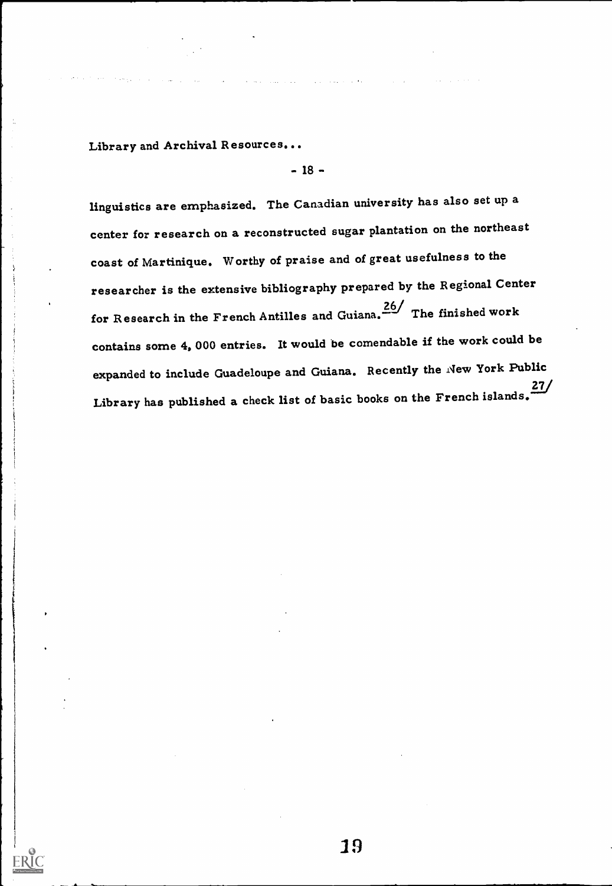linguistics are emphasized. The Canadian university has also set up a center for research on a reconstructed sugar plantation on the northeast coast of Martinique. Worthy of praise and of great usefulness to the researcher is the extensive bibliography prepared by the Regional Center for Research in the French Antilles and Guiana.[26] The finished work contains some 4, 000 entries. It would be comendable if the work could be expanded to include Guadeloupe and Guiana. Recently the New York Public Library has published a check list of basic books on the French islands.[27]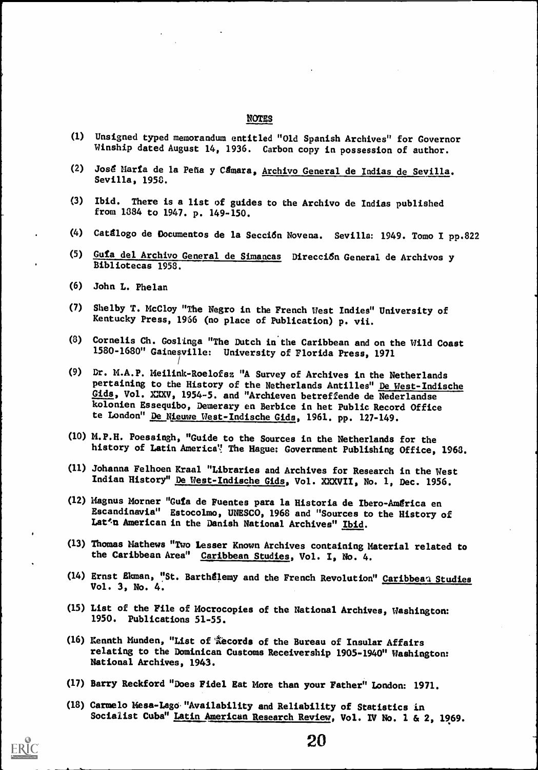## NOTES

(1) Unsigned typed memorandum entitled "Old Spanish Archives" for Governor Winship dated August 14, 1936. Carbon copy in possession of author.

(2) José María de la Peña y Cámara, Archivo General de Indias de Sevilla. Sevilla, 1958.

(3) Ibid. There is a list of guides to the Archivo de Indias published from 1884 to 1947. p. 149-150.

(4) Catálogo de Documentos de la Sección Novena. Sevilla: 1949. Tomo I pp.822

(5) Guía del Archivo General de Simancas Dirección General de Archivos y Bibliotecas 1958.

(6) John L. Phelan

(7) Shelby T. McCloy "The Negro in the French West Indies" University of Kentucky Press, 1966 (no place of Publication) p. vii.

(8) Cornelis Ch. Goslinga "The Dutch in the Caribbean and on the Wild Coast 1580-1680" Gainesville: University of Florida Press, 1971

(9) Dr. M.A.P. Meilink-Roelofsz "A Survey of Archives in the Netherlands pertaining to the History of the Netherlands Antilles" De West-Indische Gids, Vol. XXXV, 1954-5. and "Archieven betreffende de Nederlandse kolonien Essequibo, Demerary en Berbice in het Public Record Office te London" De Nieuwe West-Indische Gids, 1961. pp. 127-149.

(10) M.P.H. Poessingh, "Guide to the Sources in the Netherlands for the history of Latin America" The Hague: Government Publishing Office, 1968.

(11) Johanna Felhoen Kraal "Libraries and Archives for Research in the West Indian History" De West-Indische Gids, Vol. XXXVII, No. 1, Dec. 1956.

(12) Magnus Morner "Guía de Fuentes para la Historia de Ibero-América en Escandinavia" Estocolmo, UNESCO, 1968 and "Sources to the History of Latin American in the Danish National Archives" Ibid.

(13) Thomas Mathews "Two Lesser Known Archives containing Material related to the Caribbean Area" Caribbean Studies, Vol. I, No. 4.

(14) Ernst Ekman, "St. Barthélemy and the French Revolution" Caribbean Studies Vol. 3, No. 4.

(15) List of the File of Mocrocopies of the National Archives, Washington: 1950. Publications 51-55.

(16) Kennth Munden, "List of Records of the Bureau of Insular Affairs relating to the Dominican Customs Receivership 1905-1940" Washington: National Archives, 1943.

(17) Barry Reckford "Does Fidel Eat More than your Father" London: 1971.

(18) Carmelo Mesa-Lago "Availability and Reliability of Statistics in Socialist Cuba" Latin American Research Review, Vol. IV No. 1 & 2, 1969.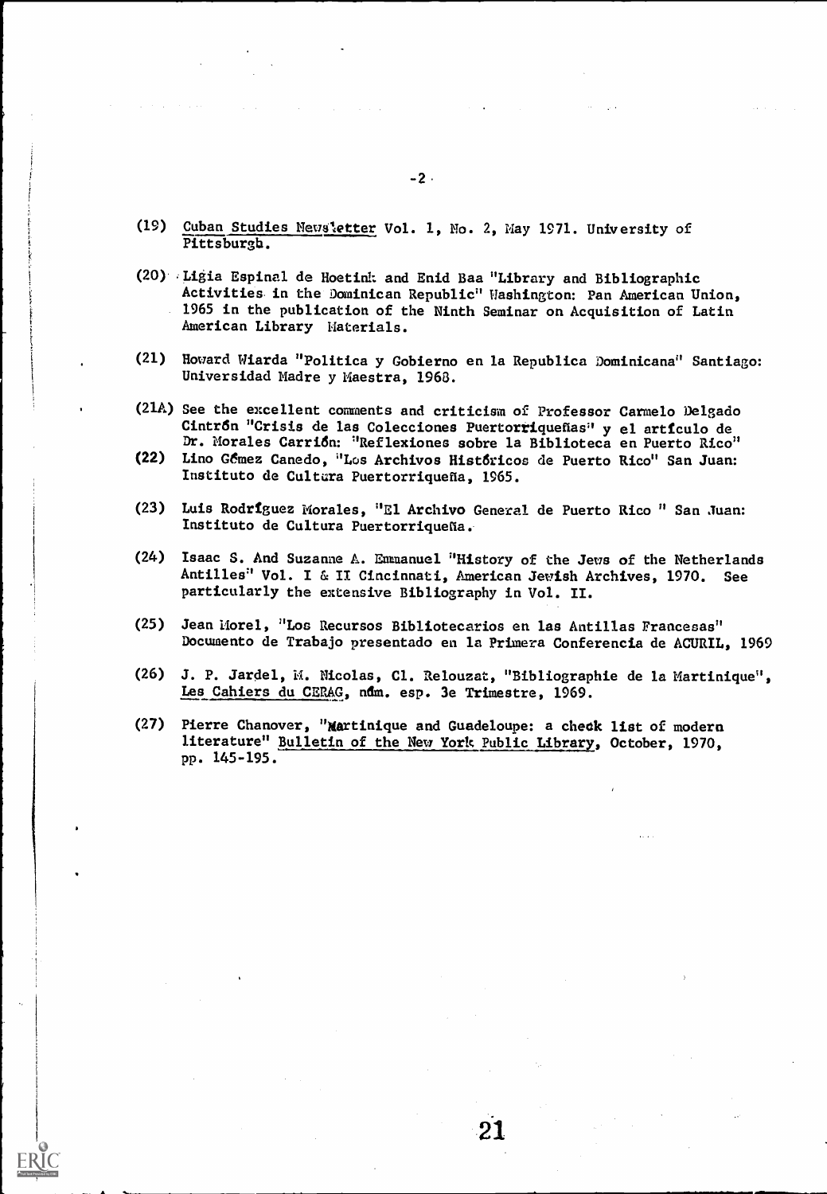(19) Cuban Studies Newsletter Vol. 1, No. 2, May 1971. University of Pittsburgh.

(20) Ligia Espinal de Hoetink and Enid Baa "Library and Bibliographic Activities in the Dominican Republic" Washington: Pan American Union, 1965 in the publication of the Ninth Seminar on Acquisition of Latin American Library Materials.

(21) Howard Wiarda "Politica y Gobierno en la Republica Dominicana" Santiago: Universidad Madre y Maestra, 1968.

(21A) See the excellent comments and criticism of Professor Carmelo Delgado Cintrón "Crisis de las Colecciones Puertorriqueñas" y el artículo de Dr. Morales Carrión: "Reflexiones sobre la Biblioteca en Puerto Rico"

(22) Lino Gómez Canedo, "Los Archivos Históricos de Puerto Rico" San Juan: Instituto de Cultura Puertorriqueña, 1965.

(23) Luis Rodríguez Morales, "El Archivo General de Puerto Rico " San Juan: Instituto de Cultura Puertorriqueña.

(24) Isaac S. And Suzanne A. Emmanuel "History of the Jews of the Netherlands Antilles" Vol. I & II Cincinnati, American Jewish Archives, 1970. See particularly the extensive Bibliography in Vol. II.

(25) Jean Morel, "Los Recursos Bibliotecarios en las Antillas Francesas" Documento de Trabajo presentado en la Primera Conferencia de ACURIL, 1969

(26) J. P. Jardel, M. Nicolas, Cl. Relouzat, "Bibliographie de la Martinique", Les Cahiers du CERAG, núm. esp. 3e Trimestre, 1969.

(27) Pierre Chanover, "Martinique and Guadeloupe: a check list of modern literature" Bulletin of the New York Public Library, October, 1970, pp. 145-195.